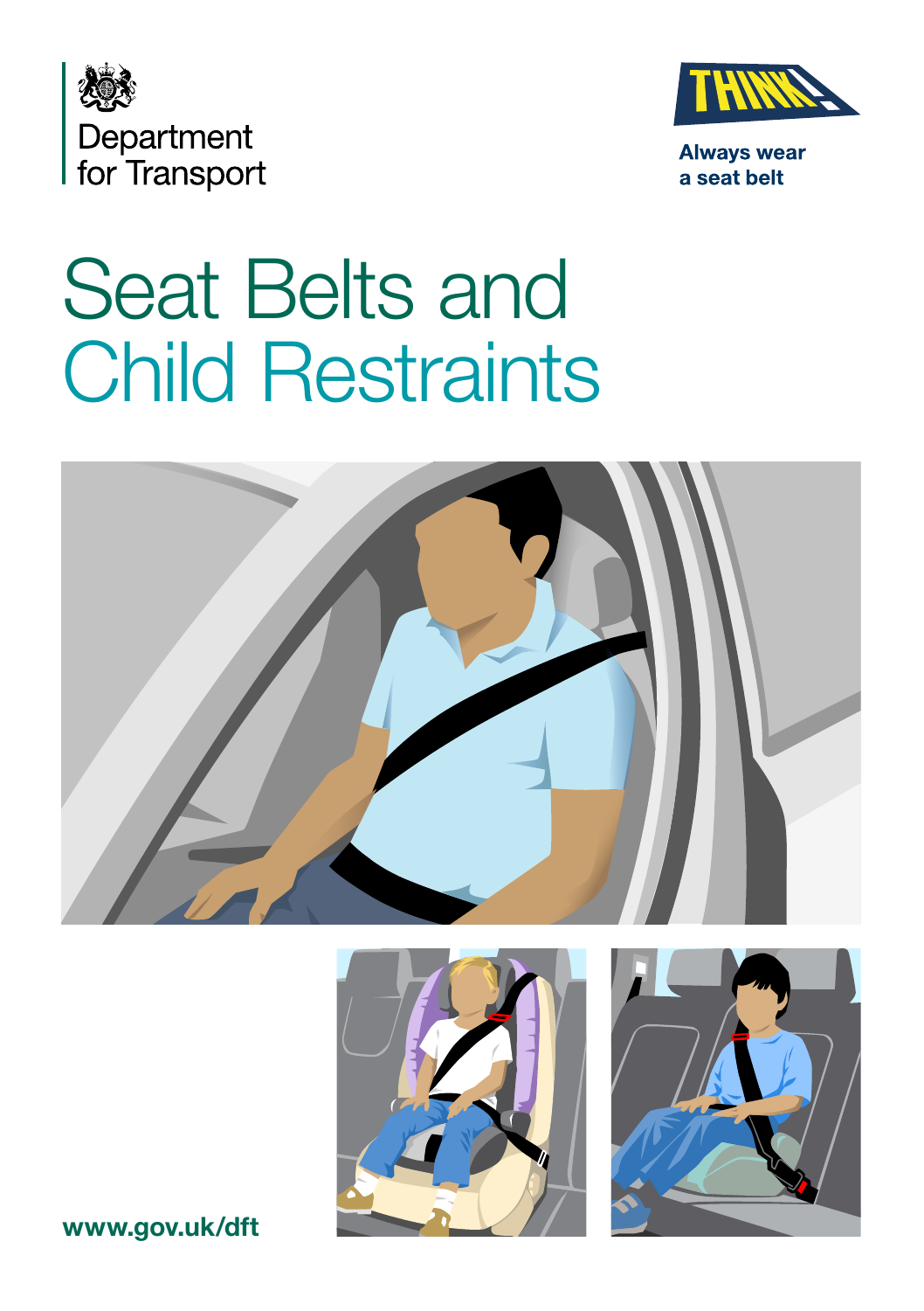Department for Transport

THINK!

Always wear a seat belt

# Seat Belts and Child Restraints

www.gov.uk/dft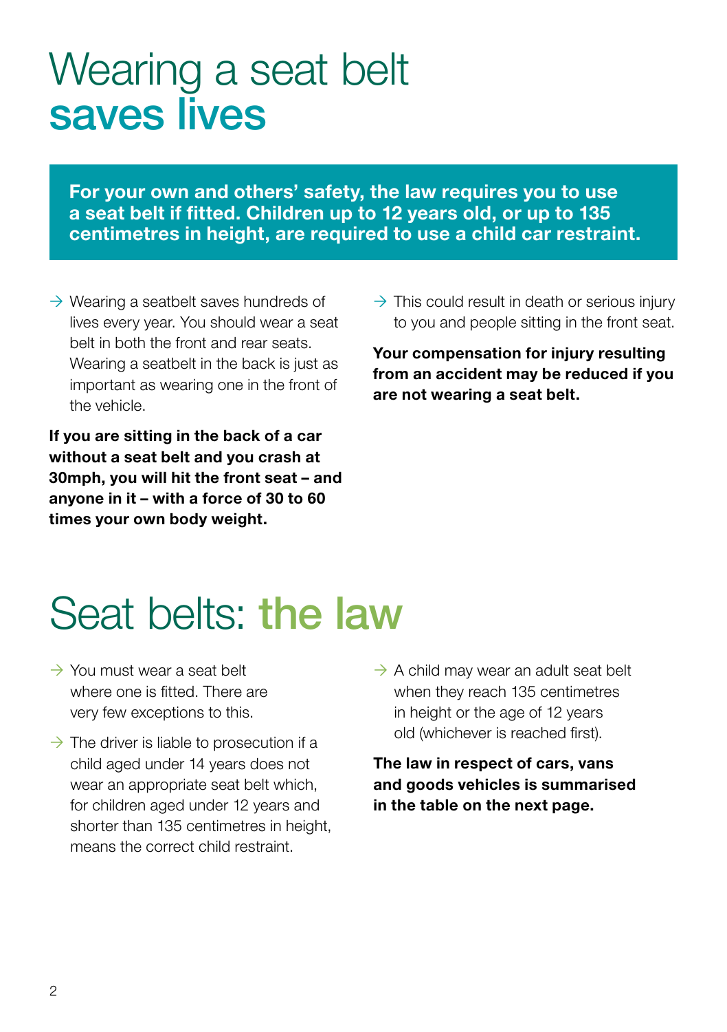# Wearing a seat belt saves lives

**For your own and others' safety, the law requires you to use a seat belt if fitted. Children up to 12 years old, or up to 135 centimetres in height, are required to use a child car restraint.**

- Wearing a seatbelt saves hundreds of lives every year. You should wear a seat belt in both the front and rear seats. Wearing a seatbelt in the back is just as important as wearing one in the front of the vehicle.

**If you are sitting in the back of a car without a seat belt and you crash at 30mph, you will hit the front seat – and anyone in it – with a force of 30 to 60 times your own body weight.**

- This could result in death or serious injury to you and people sitting in the front seat.

**Your compensation for injury resulting from an accident may be reduced if you are not wearing a seat belt.**

# Seat belts: the law

- You must wear a seat belt where one is fitted. There are very few exceptions to this.
- The driver is liable to prosecution if a child aged under 14 years does not wear an appropriate seat belt which, for children aged under 12 years and shorter than 135 centimetres in height, means the correct child restraint.
- A child may wear an adult seat belt when they reach 135 centimetres in height or the age of 12 years old (whichever is reached first).

**The law in respect of cars, vans and goods vehicles is summarised in the table on the next page.**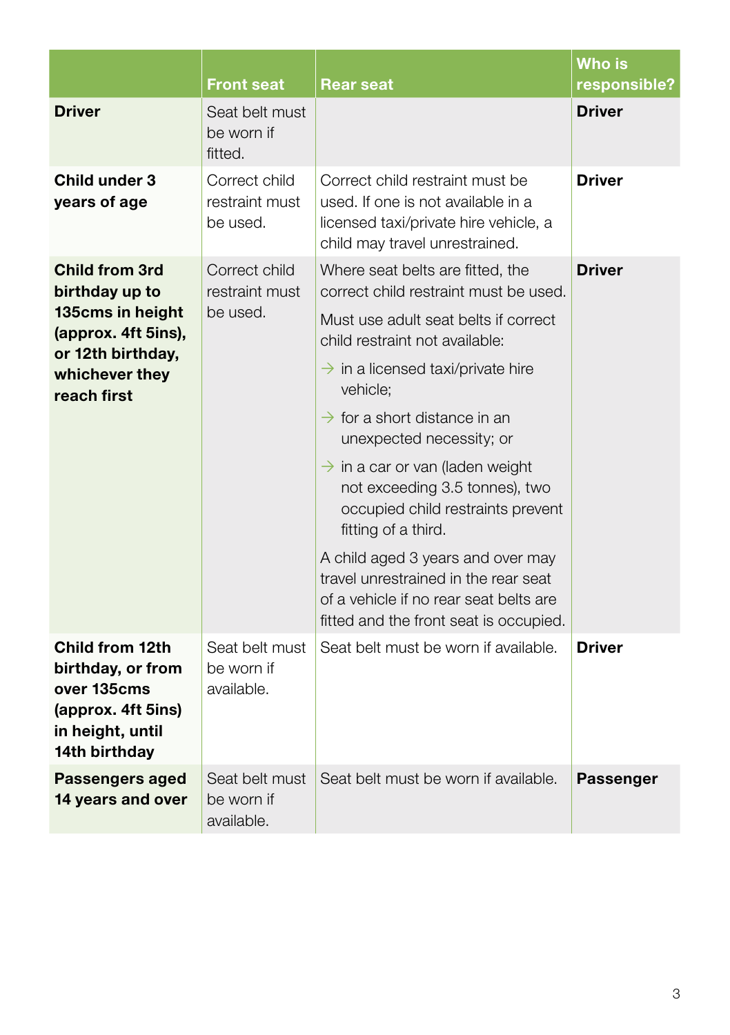| | Front seat | Rear seat | Who is responsible? |
|---|---|---|---|
| **Driver** | Seat belt must be worn if fitted. | | **Driver** |
| **Child under 3 years of age** | Correct child restraint must be used. | Correct child restraint must be used. If one is not available in a licensed taxi/private hire vehicle, a child may travel unrestrained. | **Driver** |
| **Child from 3rd birthday up to 135cms in height (approx. 4ft 5ins), or 12th birthday, whichever they reach first** | Correct child restraint must be used. | Where seat belts are fitted, the correct child restraint must be used.<br>Must use adult seat belts if correct child restraint not available:<br>→ in a licensed taxi/private hire vehicle;<br>→ for a short distance in an unexpected necessity; or<br>→ in a car or van (laden weight not exceeding 3.5 tonnes), two occupied child restraints prevent fitting of a third.<br>A child aged 3 years and over may travel unrestrained in the rear seat of a vehicle if no rear seat belts are fitted and the front seat is occupied. | **Driver** |
| **Child from 12th birthday, or from over 135cms (approx. 4ft 5ins) in height, until 14th birthday** | Seat belt must be worn if available. | Seat belt must be worn if available. | **Driver** |
| **Passengers aged 14 years and over** | Seat belt must be worn if available. | Seat belt must be worn if available. | **Passenger** |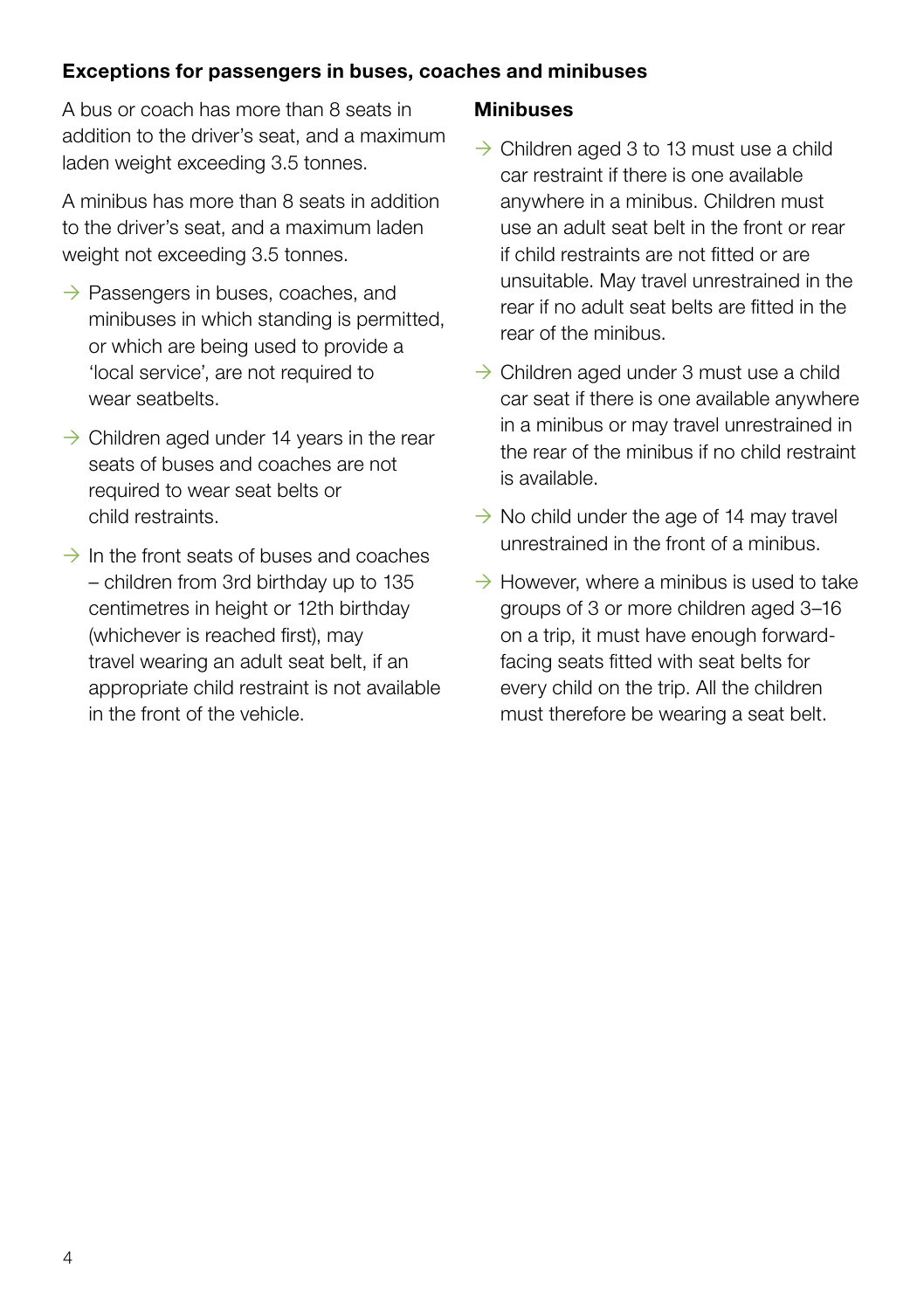### Exceptions for passengers in buses, coaches and minibuses

A bus or coach has more than 8 seats in addition to the driver's seat, and a maximum laden weight exceeding 3.5 tonnes.

A minibus has more than 8 seats in addition to the driver's seat, and a maximum laden weight not exceeding 3.5 tonnes.

- Passengers in buses, coaches, and minibuses in which standing is permitted, or which are being used to provide a 'local service', are not required to wear seatbelts.
- Children aged under 14 years in the rear seats of buses and coaches are not required to wear seat belts or child restraints.
- In the front seats of buses and coaches – children from 3rd birthday up to 135 centimetres in height or 12th birthday (whichever is reached first), may travel wearing an adult seat belt, if an appropriate child restraint is not available in the front of the vehicle.

### Minibuses

- Children aged 3 to 13 must use a child car restraint if there is one available anywhere in a minibus. Children must use an adult seat belt in the front or rear if child restraints are not fitted or are unsuitable. May travel unrestrained in the rear if no adult seat belts are fitted in the rear of the minibus.
- Children aged under 3 must use a child car seat if there is one available anywhere in a minibus or may travel unrestrained in the rear of the minibus if no child restraint is available.
- No child under the age of 14 may travel unrestrained in the front of a minibus.
- However, where a minibus is used to take groups of 3 or more children aged 3–16 on a trip, it must have enough forward-facing seats fitted with seat belts for every child on the trip. All the children must therefore be wearing a seat belt.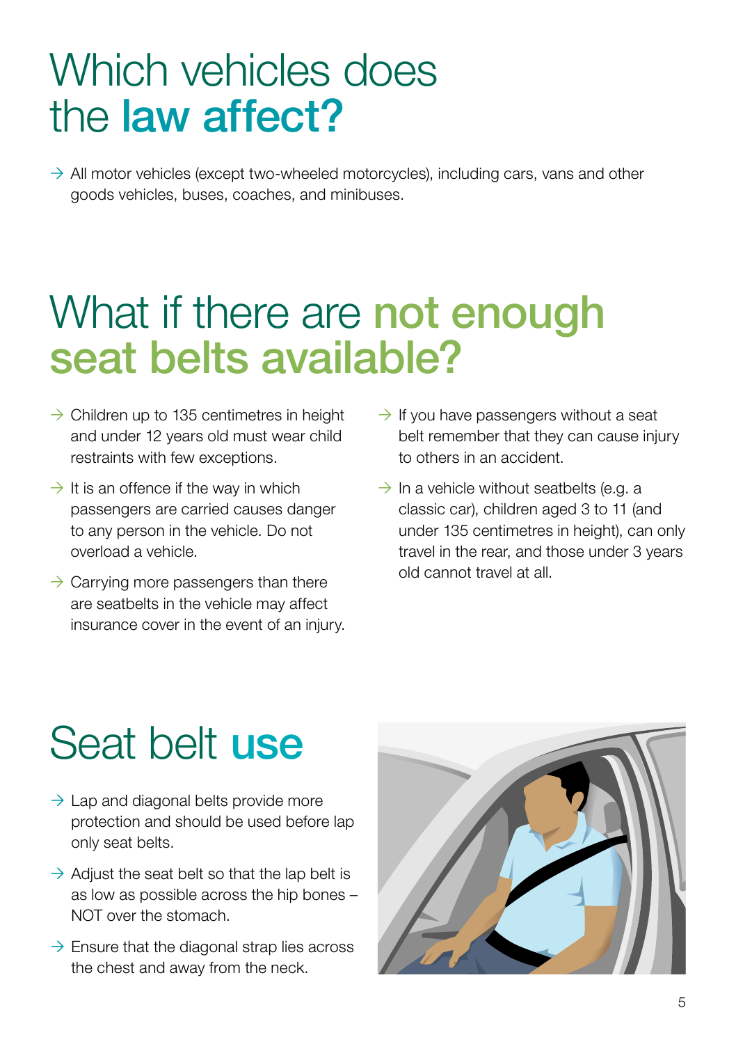# Which vehicles does the **law affect?**

- All motor vehicles (except two-wheeled motorcycles), including cars, vans and other goods vehicles, buses, coaches, and minibuses.

# What if there are **not enough seat belts available?**

- Children up to 135 centimetres in height and under 12 years old must wear child restraints with few exceptions.
- It is an offence if the way in which passengers are carried causes danger to any person in the vehicle. Do not overload a vehicle.
- Carrying more passengers than there are seatbelts in the vehicle may affect insurance cover in the event of an injury.
- If you have passengers without a seat belt remember that they can cause injury to others in an accident.
- In a vehicle without seatbelts (e.g. a classic car), children aged 3 to 11 (and under 135 centimetres in height), can only travel in the rear, and those under 3 years old cannot travel at all.

# Seat belt **use**

- Lap and diagonal belts provide more protection and should be used before lap only seat belts.
- Adjust the seat belt so that the lap belt is as low as possible across the hip bones – NOT over the stomach.
- Ensure that the diagonal strap lies across the chest and away from the neck.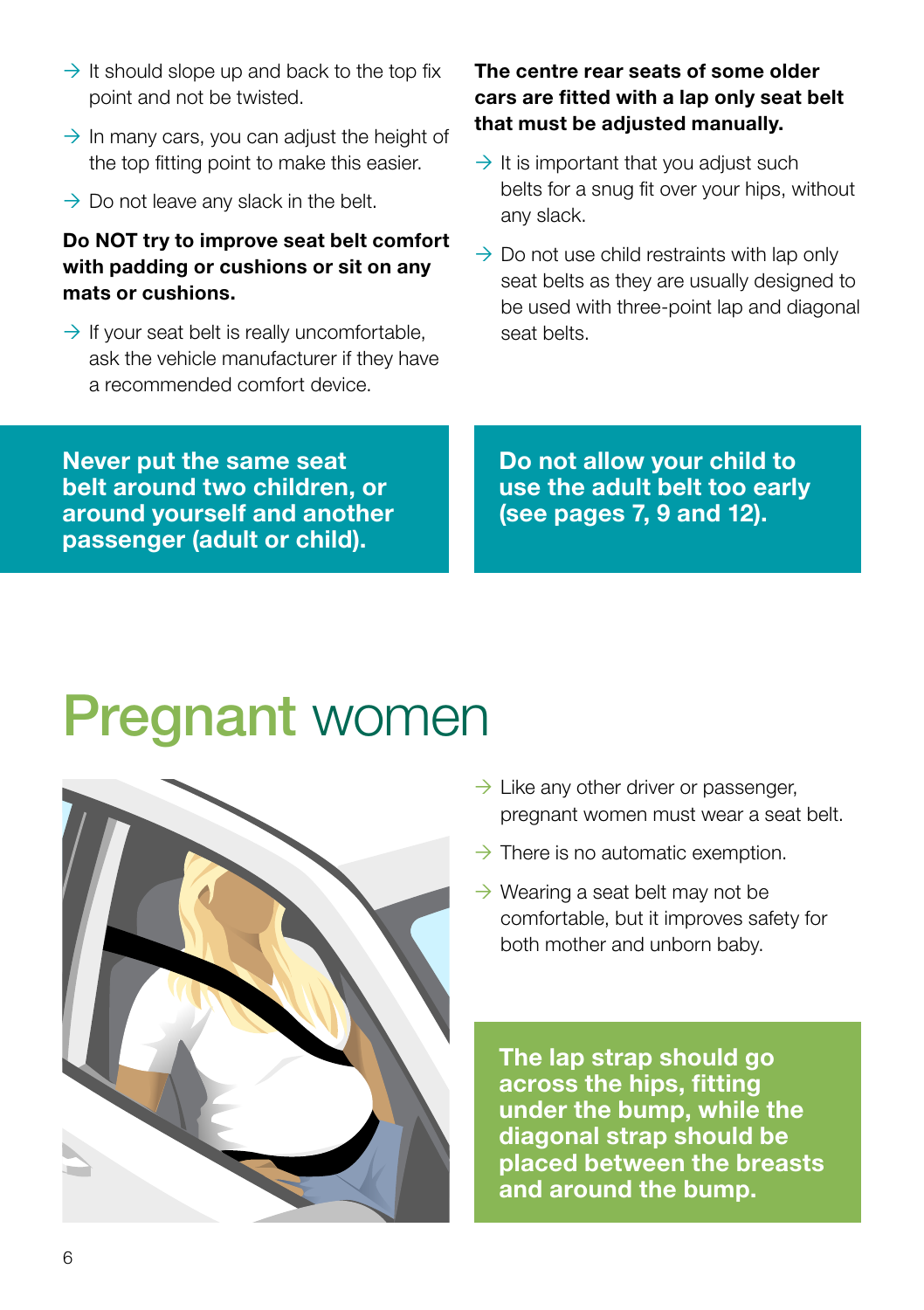- It should slope up and back to the top fix point and not be twisted.
- In many cars, you can adjust the height of the top fitting point to make this easier.
- Do not leave any slack in the belt.

**Do NOT try to improve seat belt comfort with padding or cushions or sit on any mats or cushions.**

- If your seat belt is really uncomfortable, ask the vehicle manufacturer if they have a recommended comfort device.

**The centre rear seats of some older cars are fitted with a lap only seat belt that must be adjusted manually.**

- It is important that you adjust such belts for a snug fit over your hips, without any slack.
- Do not use child restraints with lap only seat belts as they are usually designed to be used with three-point lap and diagonal seat belts.

**Never put the same seat belt around two children, or around yourself and another passenger (adult or child).**

**Do not allow your child to use the adult belt too early (see pages 7, 9 and 12).**

# Pregnant women

- Like any other driver or passenger, pregnant women must wear a seat belt.
- There is no automatic exemption.
- Wearing a seat belt may not be comfortable, but it improves safety for both mother and unborn baby.

**The lap strap should go across the hips, fitting under the bump, while the diagonal strap should be placed between the breasts and around the bump.**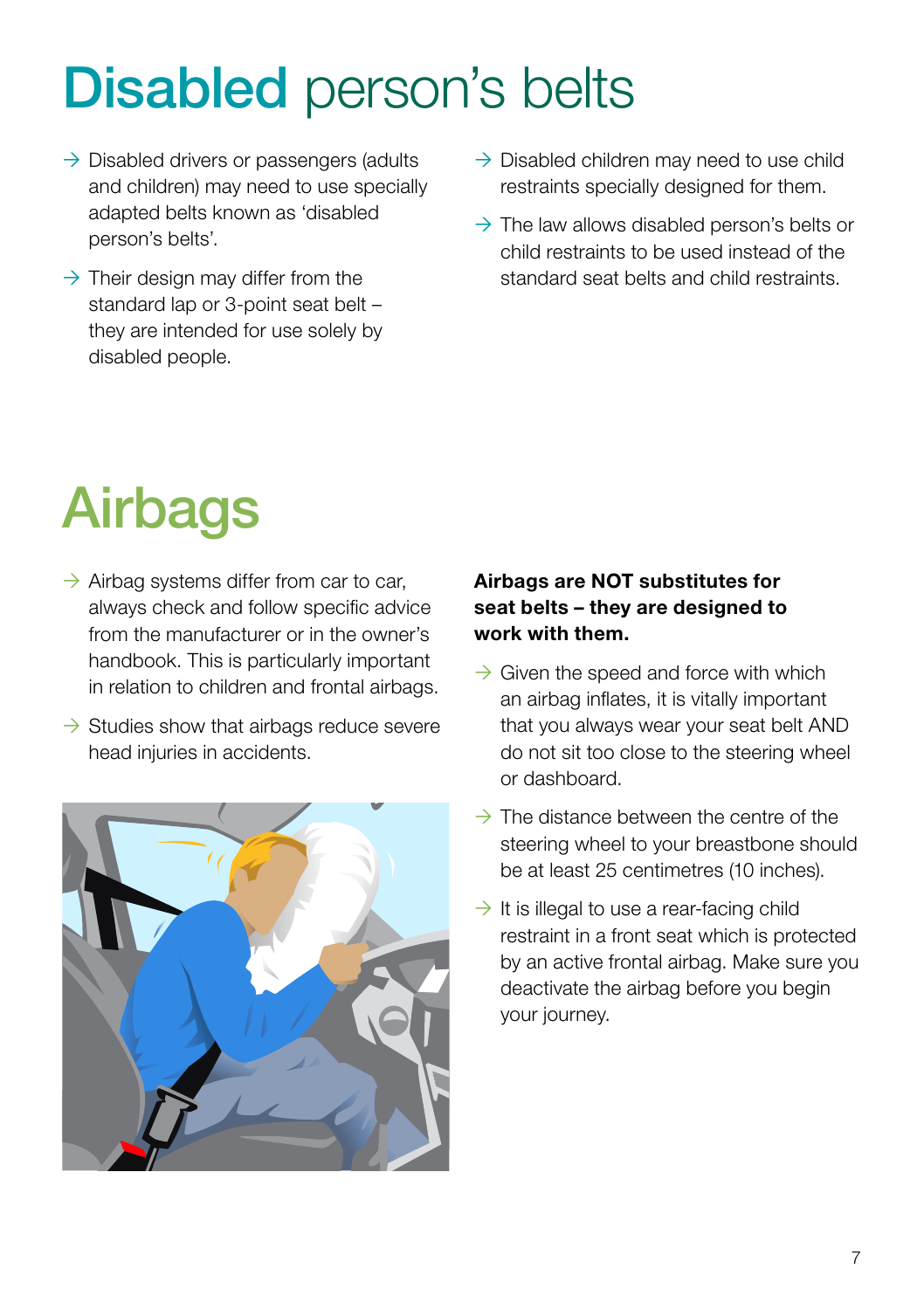# Disabled person's belts

- Disabled drivers or passengers (adults and children) may need to use specially adapted belts known as 'disabled person's belts'.
- Their design may differ from the standard lap or 3-point seat belt – they are intended for use solely by disabled people.
- Disabled children may need to use child restraints specially designed for them.
- The law allows disabled person's belts or child restraints to be used instead of the standard seat belts and child restraints.

# Airbags

- Airbag systems differ from car to car, always check and follow specific advice from the manufacturer or in the owner's handbook. This is particularly important in relation to children and frontal airbags.
- Studies show that airbags reduce severe head injuries in accidents.

**Airbags are NOT substitutes for seat belts – they are designed to work with them.**

- Given the speed and force with which an airbag inflates, it is vitally important that you always wear your seat belt AND do not sit too close to the steering wheel or dashboard.
- The distance between the centre of the steering wheel to your breastbone should be at least 25 centimetres (10 inches).
- It is illegal to use a rear-facing child restraint in a front seat which is protected by an active frontal airbag. Make sure you deactivate the airbag before you begin your journey.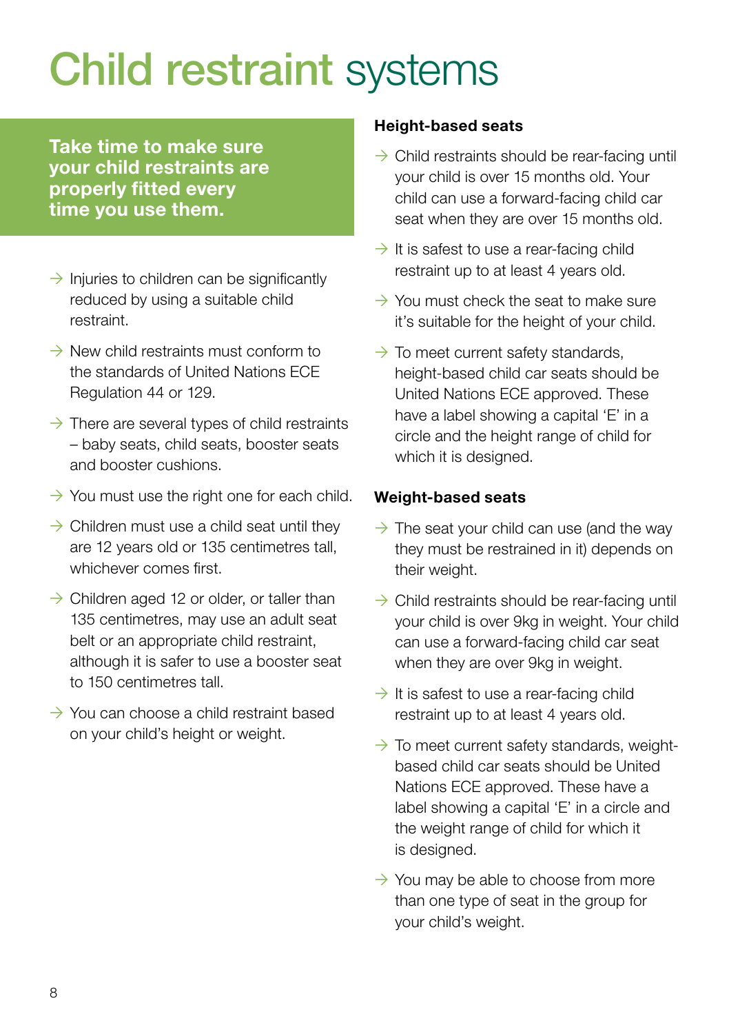# Child restraint systems

**Take time to make sure your child restraints are properly fitted every time you use them.**

- Injuries to children can be significantly reduced by using a suitable child restraint.
- New child restraints must conform to the standards of United Nations ECE Regulation 44 or 129.
- There are several types of child restraints – baby seats, child seats, booster seats and booster cushions.
- You must use the right one for each child.
- Children must use a child seat until they are 12 years old or 135 centimetres tall, whichever comes first.
- Children aged 12 or older, or taller than 135 centimetres, may use an adult seat belt or an appropriate child restraint, although it is safer to use a booster seat to 150 centimetres tall.
- You can choose a child restraint based on your child's height or weight.

### Height-based seats

- Child restraints should be rear-facing until your child is over 15 months old. Your child can use a forward-facing child car seat when they are over 15 months old.
- It is safest to use a rear-facing child restraint up to at least 4 years old.
- You must check the seat to make sure it's suitable for the height of your child.
- To meet current safety standards, height-based child car seats should be United Nations ECE approved. These have a label showing a capital 'E' in a circle and the height range of child for which it is designed.

### Weight-based seats

- The seat your child can use (and the way they must be restrained in it) depends on their weight.
- Child restraints should be rear-facing until your child is over 9kg in weight. Your child can use a forward-facing child car seat when they are over 9kg in weight.
- It is safest to use a rear-facing child restraint up to at least 4 years old.
- To meet current safety standards, weight-based child car seats should be United Nations ECE approved. These have a label showing a capital 'E' in a circle and the weight range of child for which it is designed.
- You may be able to choose from more than one type of seat in the group for your child's weight.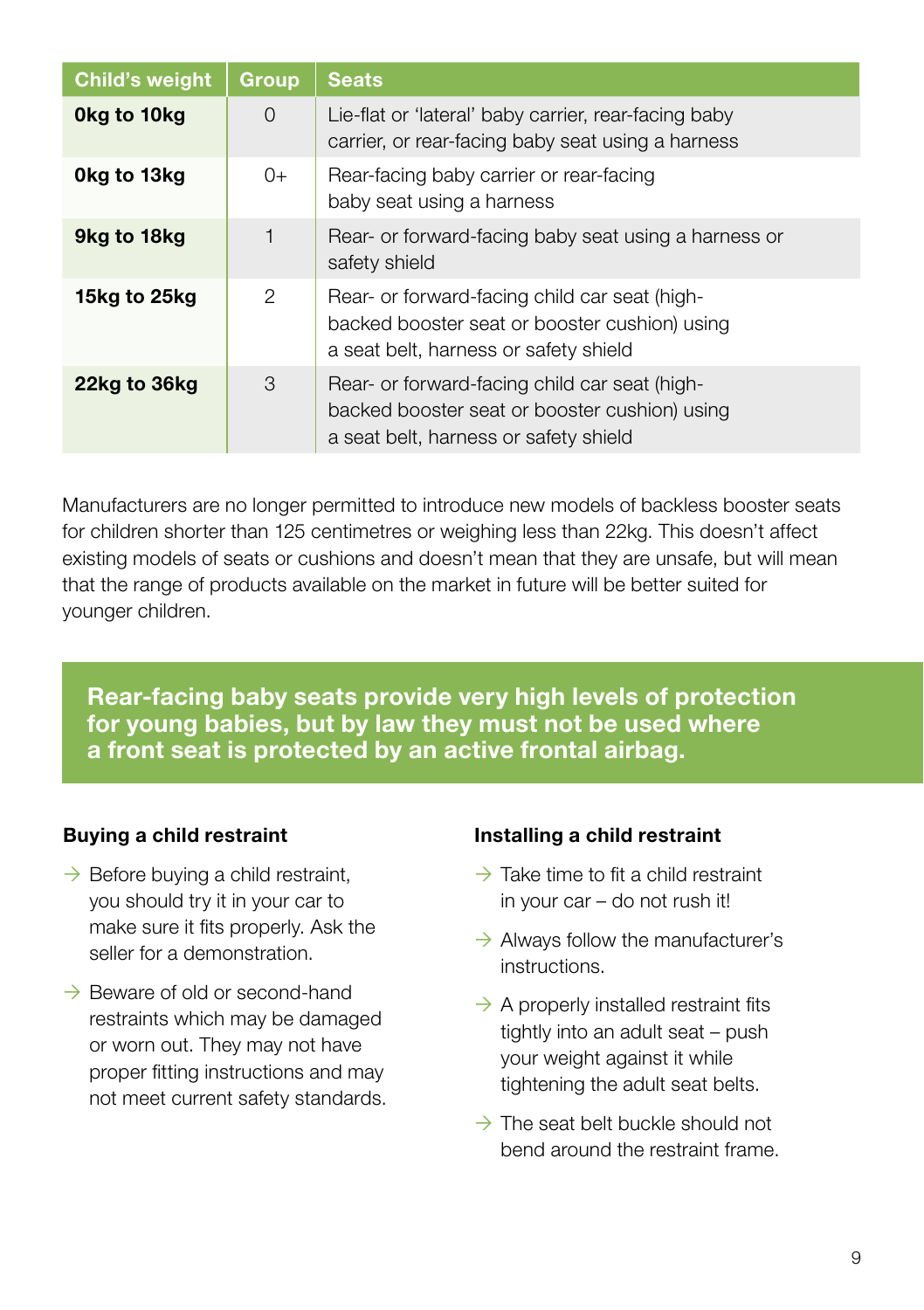| Child's weight | Group | Seats |
| --- | --- | --- |
| **0kg to 10kg** | 0 | Lie-flat or 'lateral' baby carrier, rear-facing baby carrier, or rear-facing baby seat using a harness |
| **0kg to 13kg** | 0+ | Rear-facing baby carrier or rear-facing baby seat using a harness |
| **9kg to 18kg** | 1 | Rear- or forward-facing baby seat using a harness or safety shield |
| **15kg to 25kg** | 2 | Rear- or forward-facing child car seat (high-backed booster seat or booster cushion) using a seat belt, harness or safety shield |
| **22kg to 36kg** | 3 | Rear- or forward-facing child car seat (high-backed booster seat or booster cushion) using a seat belt, harness or safety shield |

Manufacturers are no longer permitted to introduce new models of backless booster seats for children shorter than 125 centimetres or weighing less than 22kg. This doesn't affect existing models of seats or cushions and doesn't mean that they are unsafe, but will mean that the range of products available on the market in future will be better suited for younger children.

**Rear-facing baby seats provide very high levels of protection for young babies, but by law they must not be used where a front seat is protected by an active frontal airbag.**

### Buying a child restraint

- Before buying a child restraint, you should try it in your car to make sure it fits properly. Ask the seller for a demonstration.
- Beware of old or second-hand restraints which may be damaged or worn out. They may not have proper fitting instructions and may not meet current safety standards.

### Installing a child restraint

- Take time to fit a child restraint in your car – do not rush it!
- Always follow the manufacturer's instructions.
- A properly installed restraint fits tightly into an adult seat – push your weight against it while tightening the adult seat belts.
- The seat belt buckle should not bend around the restraint frame.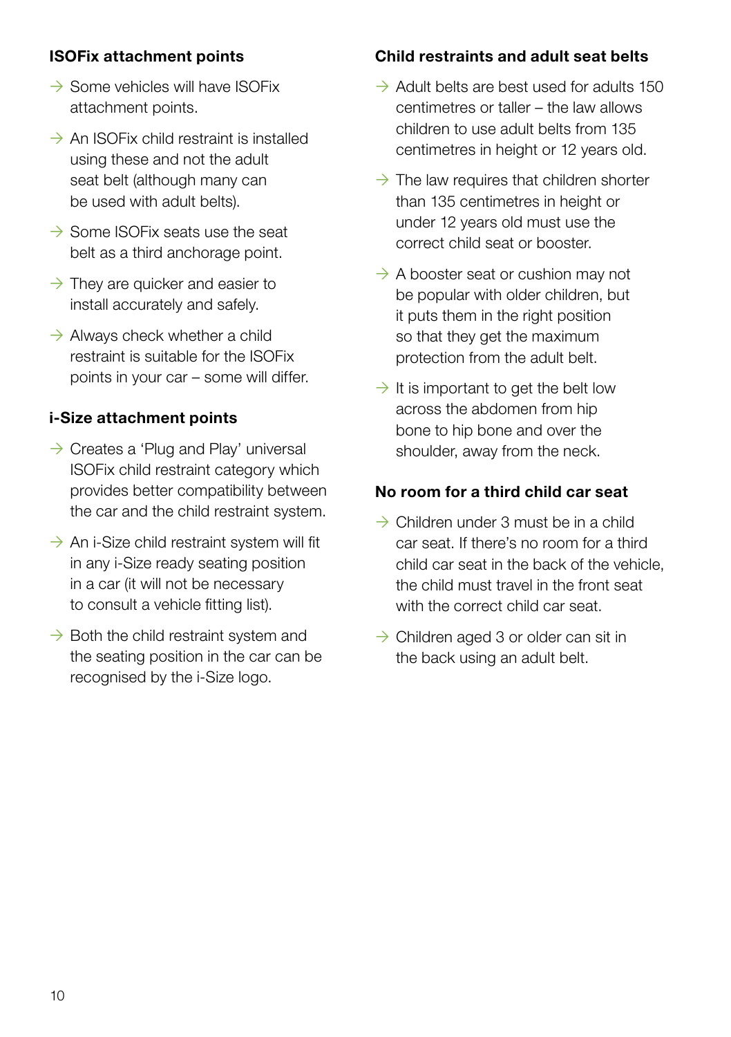### ISOFix attachment points

- Some vehicles will have ISOFix attachment points.
- An ISOFix child restraint is installed using these and not the adult seat belt (although many can be used with adult belts).
- Some ISOFix seats use the seat belt as a third anchorage point.
- They are quicker and easier to install accurately and safely.
- Always check whether a child restraint is suitable for the ISOFix points in your car – some will differ.

### i-Size attachment points

- Creates a 'Plug and Play' universal ISOFix child restraint category which provides better compatibility between the car and the child restraint system.
- An i-Size child restraint system will fit in any i-Size ready seating position in a car (it will not be necessary to consult a vehicle fitting list).
- Both the child restraint system and the seating position in the car can be recognised by the i-Size logo.

### Child restraints and adult seat belts

- Adult belts are best used for adults 150 centimetres or taller – the law allows children to use adult belts from 135 centimetres in height or 12 years old.
- The law requires that children shorter than 135 centimetres in height or under 12 years old must use the correct child seat or booster.
- A booster seat or cushion may not be popular with older children, but it puts them in the right position so that they get the maximum protection from the adult belt.
- It is important to get the belt low across the abdomen from hip bone to hip bone and over the shoulder, away from the neck.

### No room for a third child car seat

- Children under 3 must be in a child car seat. If there's no room for a third child car seat in the back of the vehicle, the child must travel in the front seat with the correct child car seat.
- Children aged 3 or older can sit in the back using an adult belt.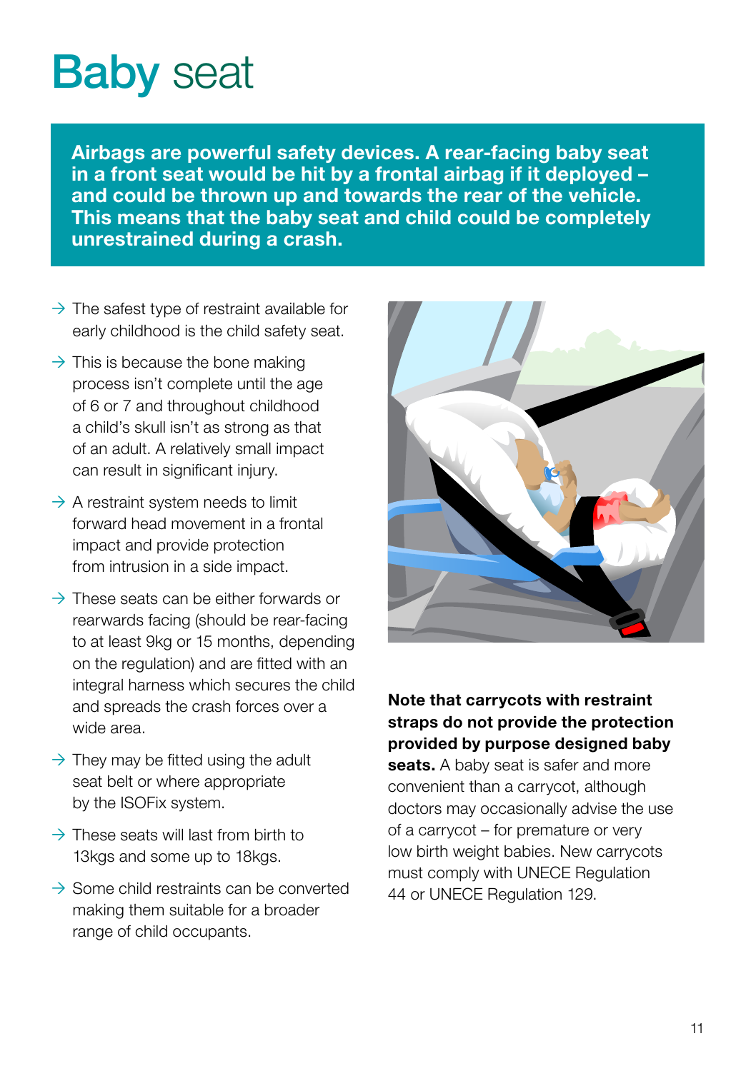# Baby seat

**Airbags are powerful safety devices. A rear-facing baby seat in a front seat would be hit by a frontal airbag if it deployed – and could be thrown up and towards the rear of the vehicle. This means that the baby seat and child could be completely unrestrained during a crash.**

- → The safest type of restraint available for early childhood is the child safety seat.
- → This is because the bone making process isn't complete until the age of 6 or 7 and throughout childhood a child's skull isn't as strong as that of an adult. A relatively small impact can result in significant injury.
- → A restraint system needs to limit forward head movement in a frontal impact and provide protection from intrusion in a side impact.
- → These seats can be either forwards or rearwards facing (should be rear-facing to at least 9kg or 15 months, depending on the regulation) and are fitted with an integral harness which secures the child and spreads the crash forces over a wide area.
- → They may be fitted using the adult seat belt or where appropriate by the ISOFix system.
- → These seats will last from birth to 13kgs and some up to 18kgs.
- → Some child restraints can be converted making them suitable for a broader range of child occupants.

**Note that carrycots with restraint straps do not provide the protection provided by purpose designed baby seats.** A baby seat is safer and more convenient than a carrycot, although doctors may occasionally advise the use of a carrycot – for premature or very low birth weight babies. New carrycots must comply with UNECE Regulation 44 or UNECE Regulation 129.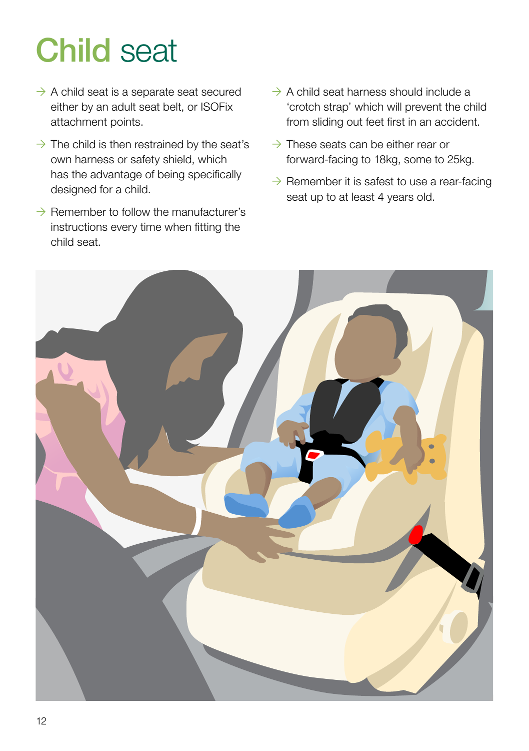# Child seat

- A child seat is a separate seat secured either by an adult seat belt, or ISOFix attachment points.
- The child is then restrained by the seat's own harness or safety shield, which has the advantage of being specifically designed for a child.
- Remember to follow the manufacturer's instructions every time when fitting the child seat.
- A child seat harness should include a 'crotch strap' which will prevent the child from sliding out feet first in an accident.
- These seats can be either rear or forward-facing to 18kg, some to 25kg.
- Remember it is safest to use a rear-facing seat up to at least 4 years old.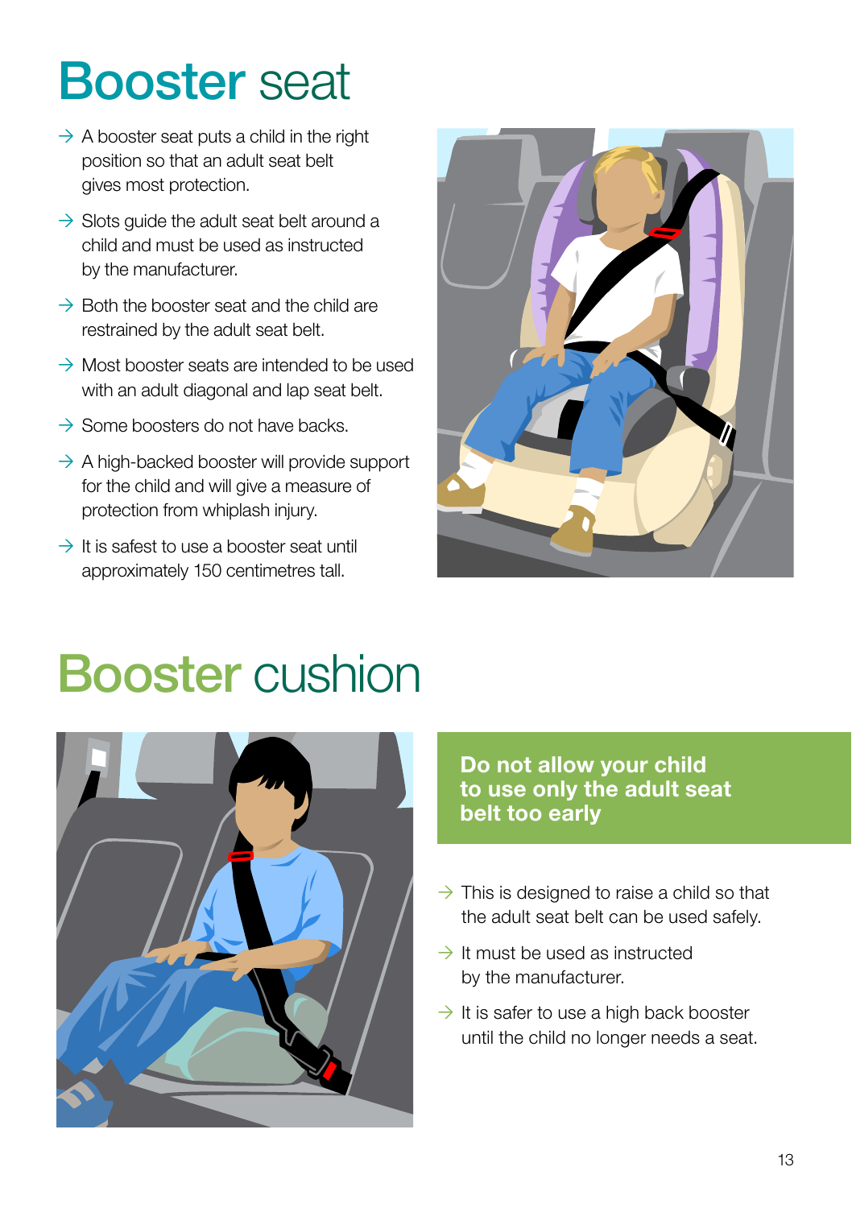# Booster seat

- A booster seat puts a child in the right position so that an adult seat belt gives most protection.
- Slots guide the adult seat belt around a child and must be used as instructed by the manufacturer.
- Both the booster seat and the child are restrained by the adult seat belt.
- Most booster seats are intended to be used with an adult diagonal and lap seat belt.
- Some boosters do not have backs.
- A high-backed booster will provide support for the child and will give a measure of protection from whiplash injury.
- It is safest to use a booster seat until approximately 150 centimetres tall.

# Booster cushion

**Do not allow your child to use only the adult seat belt too early**

- This is designed to raise a child so that the adult seat belt can be used safely.
- It must be used as instructed by the manufacturer.
- It is safer to use a high back booster until the child no longer needs a seat.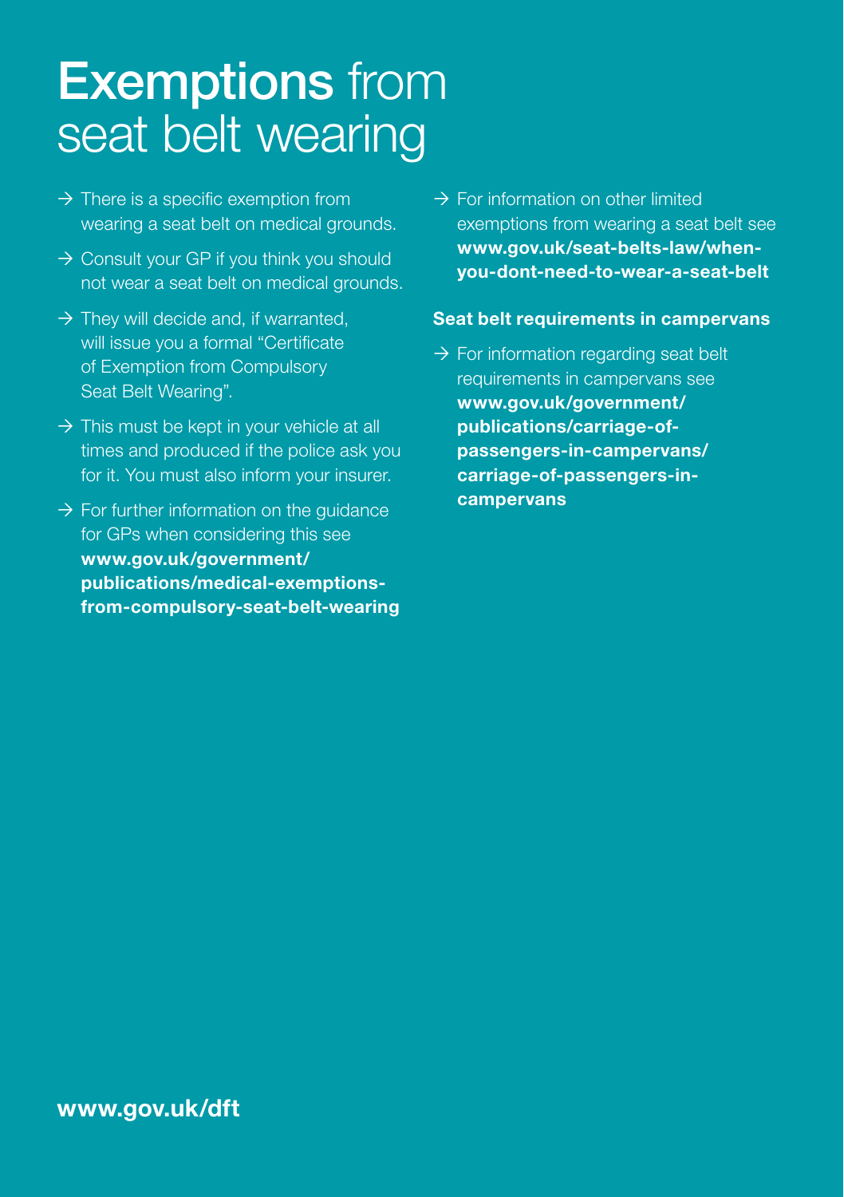# Exemptions from seat belt wearing

- There is a specific exemption from wearing a seat belt on medical grounds.
- Consult your GP if you think you should not wear a seat belt on medical grounds.
- They will decide and, if warranted, will issue you a formal "Certificate of Exemption from Compulsory Seat Belt Wearing".
- This must be kept in your vehicle at all times and produced if the police ask you for it. You must also inform your insurer.
- For further information on the guidance for GPs when considering this see **www.gov.uk/government/publications/medical-exemptions-from-compulsory-seat-belt-wearing**
- For information on other limited exemptions from wearing a seat belt see **www.gov.uk/seat-belts-law/when-you-dont-need-to-wear-a-seat-belt**

**Seat belt requirements in campervans**

- For information regarding seat belt requirements in campervans see **www.gov.uk/government/publications/carriage-of-passengers-in-campervans/carriage-of-passengers-in-campervans**

**www.gov.uk/dft**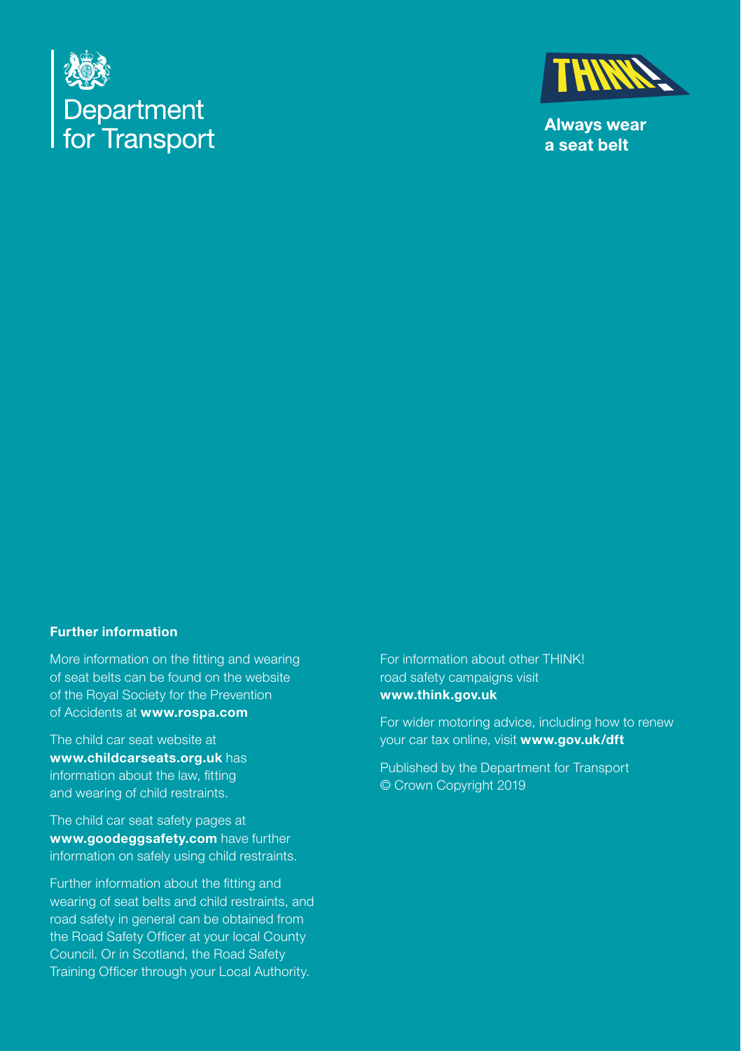Department for Transport

Always wear a seat belt

**Further information**

More information on the fitting and wearing of seat belts can be found on the website of the Royal Society for the Prevention of Accidents at **www.rospa.com**

The child car seat website at **www.childcarseats.org.uk** has information about the law, fitting and wearing of child restraints.

The child car seat safety pages at **www.goodeggsafety.com** have further information on safely using child restraints.

Further information about the fitting and wearing of seat belts and child restraints, and road safety in general can be obtained from the Road Safety Officer at your local County Council. Or in Scotland, the Road Safety Training Officer through your Local Authority.

For information about other THINK! road safety campaigns visit **www.think.gov.uk**

For wider motoring advice, including how to renew your car tax online, visit **www.gov.uk/dft**

Published by the Department for Transport
© Crown Copyright 2019